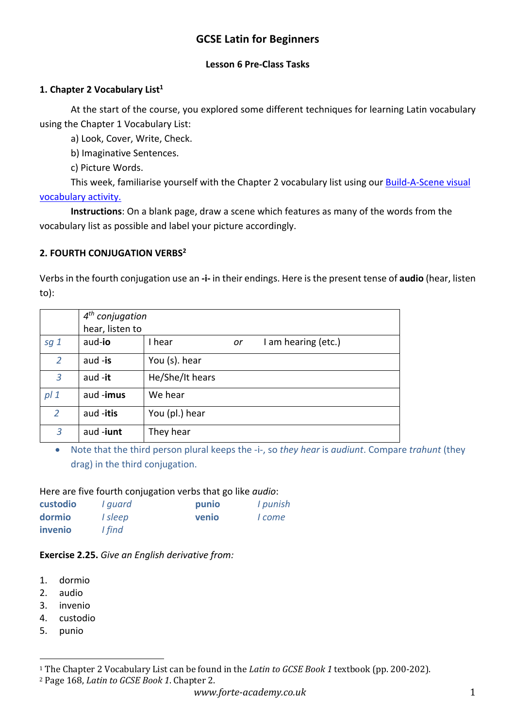# GCSE Latin for Beginners

### Lesson 6 Pre-Class Tasks

### 1. Chapter 2 Vocabulary List[1]

At the start of the course, you explored some different techniques for learning Latin vocabulary using the Chapter 1 Vocabulary List:

a) Look, Cover, Write, Check.

b) Imaginative Sentences.

c) Picture Words.

This week, familiarise yourself with the Chapter 2 vocabulary list using our Build-A-Scene visual vocabulary activity.

**Instructions**: On a blank page, draw a scene which features as many of the words from the vocabulary list as possible and label your picture accordingly.

### 2. FOURTH CONJUGATION VERBS[2]

Verbs in the fourth conjugation use an **-i-** in their endings. Here is the present tense of **audio** (hear, listen to):

| | *4th conjugation* hear, listen to | |
|---|---|---|
| *sg 1* | aud-**io** | I hear *or* I am hearing (etc.) |
| *2* | aud -**is** | You (s). hear |
| *3* | aud -**it** | He/She/It hears |
| *pl 1* | aud -**imus** | We hear |
| *2* | aud -**itis** | You (pl.) hear |
| *3* | aud -**iunt** | They hear |

- Note that the third person plural keeps the -i-, so *they hear* is *audiunt*. Compare *trahunt* (they drag) in the third conjugation.

Here are five fourth conjugation verbs that go like *audio*:

| | | | |
|---|---|---|---|
| **custodio** | *I guard* | **punio** | *I punish* |
| **dormio** | *I sleep* | **venio** | *I come* |
| **invenio** | *I find* | | |

**Exercise 2.25.** *Give an English derivative from:*

1. dormio
2. audio
3. invenio
4. custodio
5. punio

---

[1] The Chapter 2 Vocabulary List can be found in the *Latin to GCSE Book 1* textbook (pp. 200-202).

[2] Page 168, *Latin to GCSE Book 1*. Chapter 2.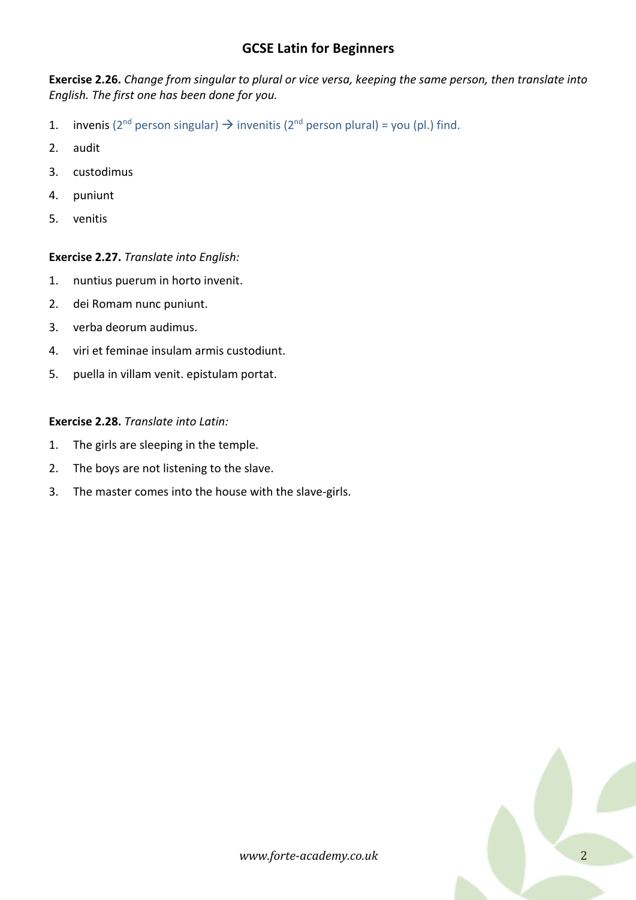# GCSE Latin for Beginners

**Exercise 2.26.** *Change from singular to plural or vice versa, keeping the same person, then translate into English. The first one has been done for you.*

1. invenis (2nd person singular) → invenitis (2nd person plural) = you (pl.) find.
2. audit
3. custodimus
4. puniunt
5. venitis

**Exercise 2.27.** *Translate into English:*

1. nuntius puerum in horto invenit.
2. dei Romam nunc puniunt.
3. verba deorum audimus.
4. viri et feminae insulam armis custodiunt.
5. puella in villam venit. epistulam portat.

**Exercise 2.28.** *Translate into Latin:*

1. The girls are sleeping in the temple.
2. The boys are not listening to the slave.
3. The master comes into the house with the slave-girls.